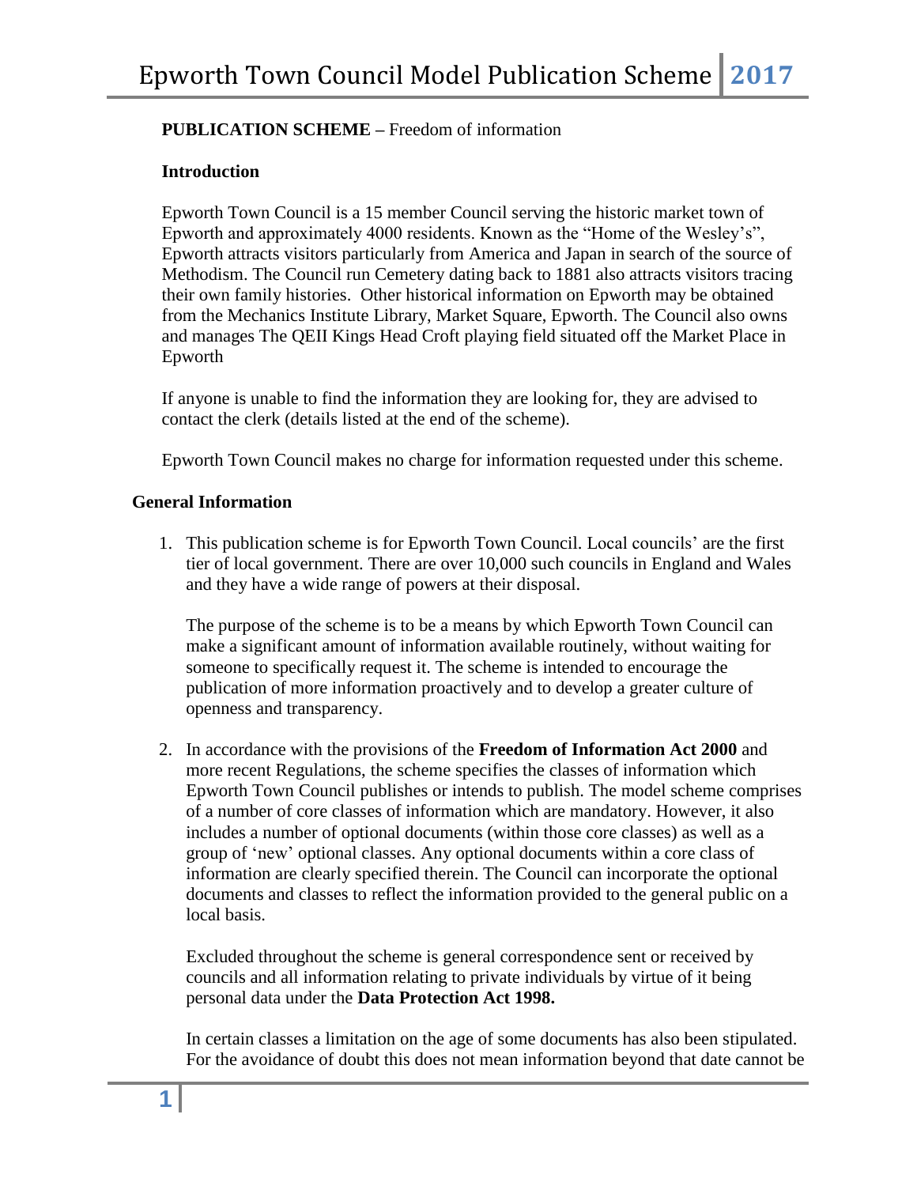**PUBLICATION SCHEME –** Freedom of information

**Introduction**

Epworth Town Council is a 15 member Council serving the historic market town of Epworth and approximately 4000 residents. Known as the "Home of the Wesley's", Epworth attracts visitors particularly from America and Japan in search of the source of Methodism. The Council run Cemetery dating back to 1881 also attracts visitors tracing their own family histories. Other historical information on Epworth may be obtained from the Mechanics Institute Library, Market Square, Epworth. The Council also owns and manages The QEII Kings Head Croft playing field situated off the Market Place in Epworth

If anyone is unable to find the information they are looking for, they are advised to contact the clerk (details listed at the end of the scheme).

Epworth Town Council makes no charge for information requested under this scheme.

**General Information**

1. This publication scheme is for Epworth Town Council. Local councils' are the first tier of local government. There are over 10,000 such councils in England and Wales and they have a wide range of powers at their disposal.

   The purpose of the scheme is to be a means by which Epworth Town Council can make a significant amount of information available routinely, without waiting for someone to specifically request it. The scheme is intended to encourage the publication of more information proactively and to develop a greater culture of openness and transparency.

2. In accordance with the provisions of the **Freedom of Information Act 2000** and more recent Regulations, the scheme specifies the classes of information which Epworth Town Council publishes or intends to publish. The model scheme comprises of a number of core classes of information which are mandatory. However, it also includes a number of optional documents (within those core classes) as well as a group of 'new' optional classes. Any optional documents within a core class of information are clearly specified therein. The Council can incorporate the optional documents and classes to reflect the information provided to the general public on a local basis.

   Excluded throughout the scheme is general correspondence sent or received by councils and all information relating to private individuals by virtue of it being personal data under the **Data Protection Act 1998.**

   In certain classes a limitation on the age of some documents has also been stipulated. For the avoidance of doubt this does not mean information beyond that date cannot be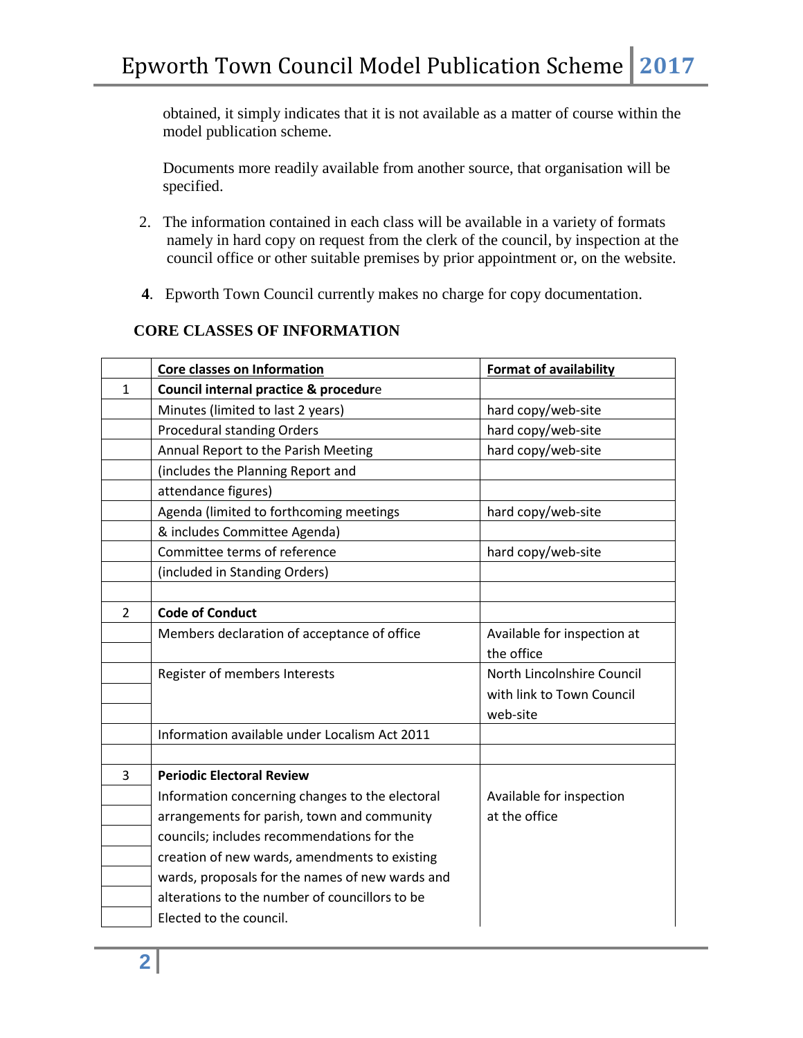obtained, it simply indicates that it is not available as a matter of course within the model publication scheme.

Documents more readily available from another source, that organisation will be specified.

2. The information contained in each class will be available in a variety of formats namely in hard copy on request from the clerk of the council, by inspection at the council office or other suitable premises by prior appointment or, on the website.

**4**. Epworth Town Council currently makes no charge for copy documentation.

**CORE CLASSES OF INFORMATION**

| | **Core classes on Information** | **Format of availability** |
|---|---|---|
| 1 | **Council internal practice & procedure** | |
| | Minutes (limited to last 2 years) | hard copy/web-site |
| | Procedural standing Orders | hard copy/web-site |
| | Annual Report to the Parish Meeting | hard copy/web-site |
| | (includes the Planning Report and | |
| | attendance figures) | |
| | Agenda (limited to forthcoming meetings | hard copy/web-site |
| | & includes Committee Agenda) | |
| | Committee terms of reference | hard copy/web-site |
| | (included in Standing Orders) | |
| | | |
| 2 | **Code of Conduct** | |
| | Members declaration of acceptance of office | Available for inspection at the office |
| | Register of members Interests | North Lincolnshire Council with link to Town Council web-site |
| | Information available under Localism Act 2011 | |
| | | |
| 3 | **Periodic Electoral Review** | |
| | Information concerning changes to the electoral arrangements for parish, town and community councils; includes recommendations for the creation of new wards, amendments to existing wards, proposals for the names of new wards and alterations to the number of councillors to be Elected to the council. | Available for inspection at the office |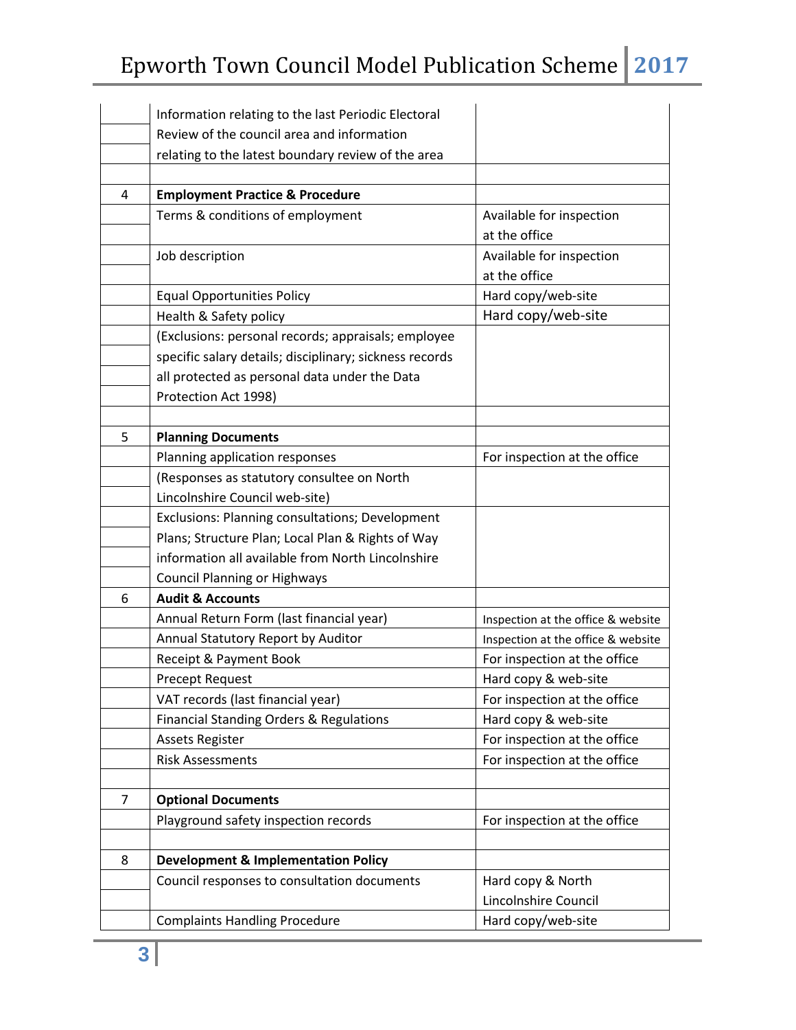| | | |
|---|---|---|
| | Information relating to the last Periodic Electoral Review of the council area and information relating to the latest boundary review of the area | |
| | | |
| 4 | **Employment Practice & Procedure** | |
| | Terms & conditions of employment | Available for inspection at the office |
| | Job description | Available for inspection at the office |
| | Equal Opportunities Policy | Hard copy/web-site |
| | Health & Safety policy | Hard copy/web-site |
| | (Exclusions: personal records; appraisals; employee specific salary details; disciplinary; sickness records all protected as personal data under the Data Protection Act 1998) | |
| | | |
| 5 | **Planning Documents** | |
| | Planning application responses | For inspection at the office |
| | (Responses as statutory consultee on North Lincolnshire Council web-site) | |
| | Exclusions: Planning consultations; Development Plans; Structure Plan; Local Plan & Rights of Way information all available from North Lincolnshire Council Planning or Highways | |
| 6 | **Audit & Accounts** | |
| | Annual Return Form (last financial year) | Inspection at the office & website |
| | Annual Statutory Report by Auditor | Inspection at the office & website |
| | Receipt & Payment Book | For inspection at the office |
| | Precept Request | Hard copy & web-site |
| | VAT records (last financial year) | For inspection at the office |
| | Financial Standing Orders & Regulations | Hard copy & web-site |
| | Assets Register | For inspection at the office |
| | Risk Assessments | For inspection at the office |
| | | |
| 7 | **Optional Documents** | |
| | Playground safety inspection records | For inspection at the office |
| | | |
| 8 | **Development & Implementation Policy** | |
| | Council responses to consultation documents | Hard copy & North Lincolnshire Council |
| | Complaints Handling Procedure | Hard copy/web-site |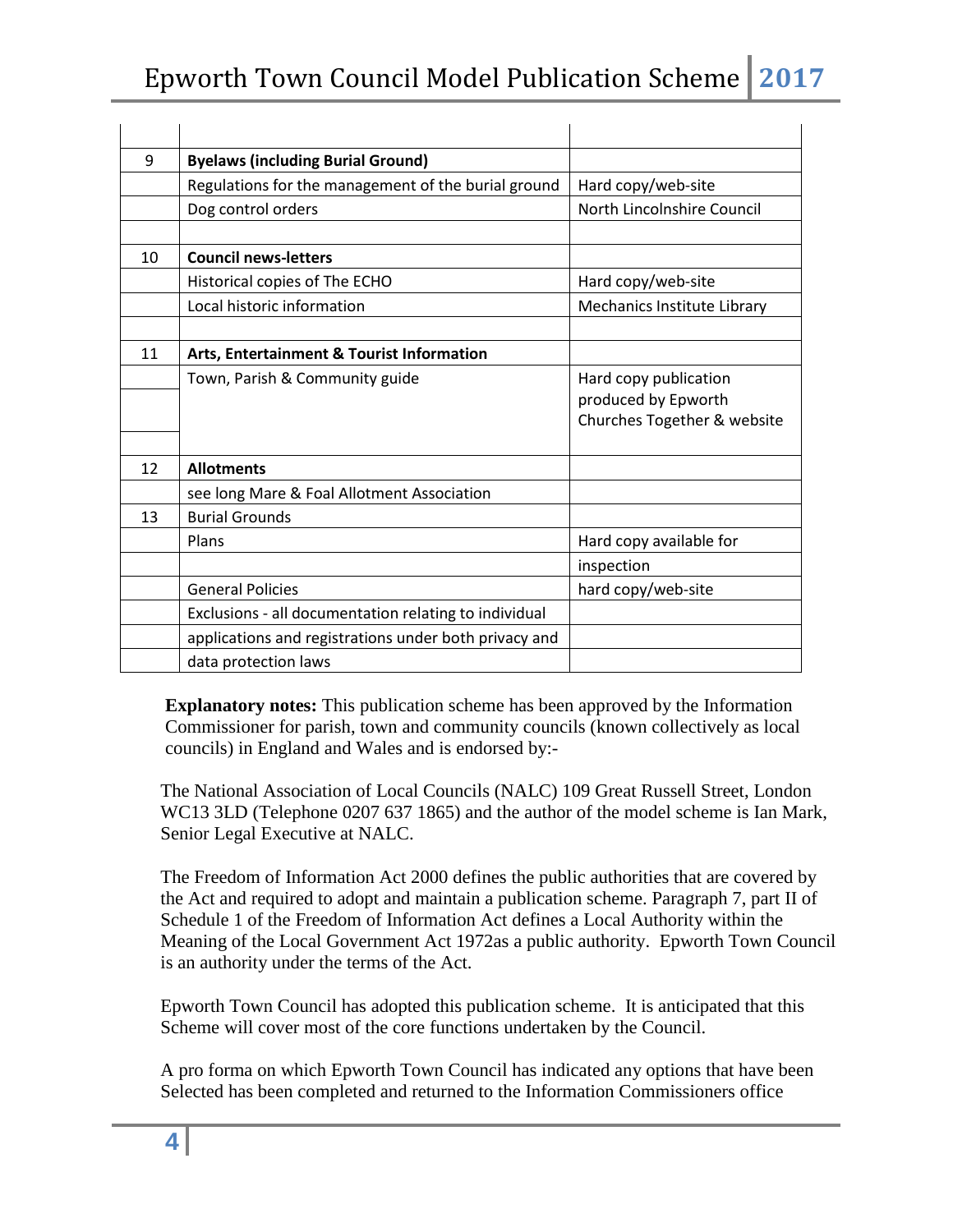| | | |
|---|---|---|
| 9 | **Byelaws (including Burial Ground)** | |
| | Regulations for the management of the burial ground | Hard copy/web-site |
| | Dog control orders | North Lincolnshire Council |
| | | |
| 10 | **Council news-letters** | |
| | Historical copies of The ECHO | Hard copy/web-site |
| | Local historic information | Mechanics Institute Library |
| | | |
| 11 | **Arts, Entertainment & Tourist Information** | |
| | Town, Parish & Community guide | Hard copy publication produced by Epworth Churches Together & website |
| | | |
| 12 | **Allotments** | |
| | see long Mare & Foal Allotment Association | |
| 13 | Burial Grounds | |
| | Plans | Hard copy available for |
| | | inspection |
| | General Policies | hard copy/web-site |
| | Exclusions - all documentation relating to individual | |
| | applications and registrations under both privacy and | |
| | data protection laws | |

**Explanatory notes:** This publication scheme has been approved by the Information Commissioner for parish, town and community councils (known collectively as local councils) in England and Wales and is endorsed by:-

The National Association of Local Councils (NALC) 109 Great Russell Street, London WC13 3LD (Telephone 0207 637 1865) and the author of the model scheme is Ian Mark, Senior Legal Executive at NALC.

The Freedom of Information Act 2000 defines the public authorities that are covered by the Act and required to adopt and maintain a publication scheme. Paragraph 7, part II of Schedule 1 of the Freedom of Information Act defines a Local Authority within the Meaning of the Local Government Act 1972as a public authority. Epworth Town Council is an authority under the terms of the Act.

Epworth Town Council has adopted this publication scheme. It is anticipated that this Scheme will cover most of the core functions undertaken by the Council.

A pro forma on which Epworth Town Council has indicated any options that have been Selected has been completed and returned to the Information Commissioners office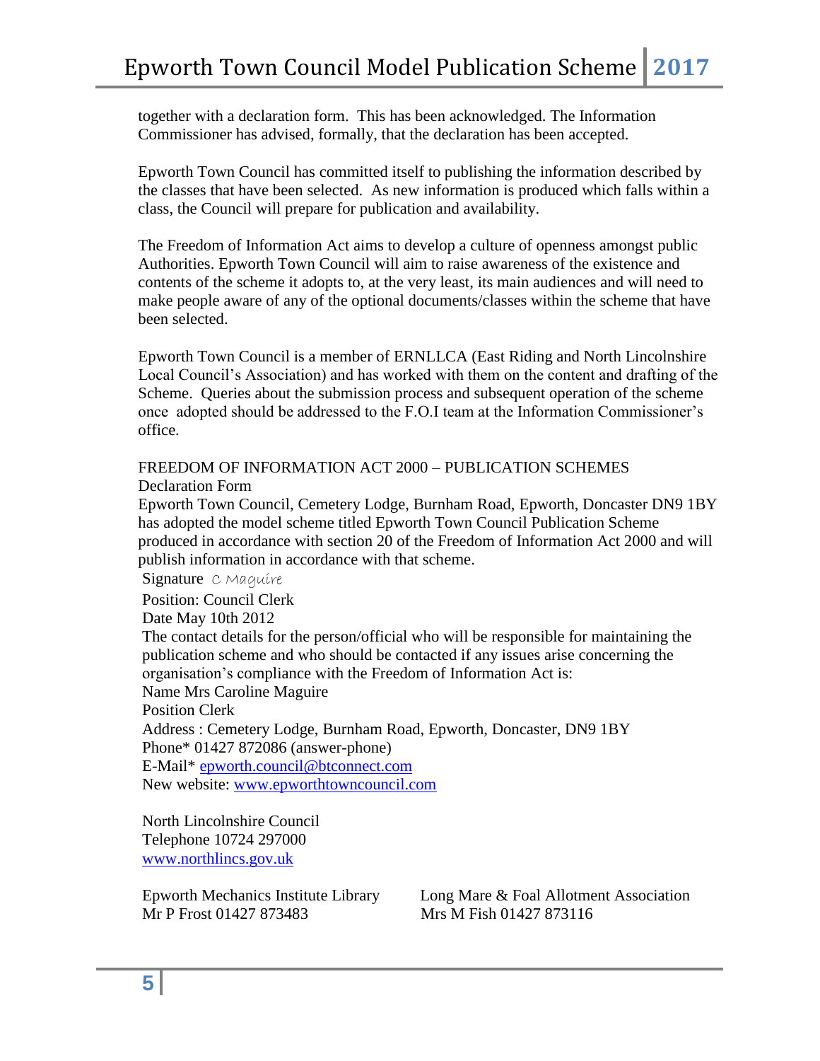together with a declaration form. This has been acknowledged. The Information Commissioner has advised, formally, that the declaration has been accepted.

Epworth Town Council has committed itself to publishing the information described by the classes that have been selected. As new information is produced which falls within a class, the Council will prepare for publication and availability.

The Freedom of Information Act aims to develop a culture of openness amongst public Authorities. Epworth Town Council will aim to raise awareness of the existence and contents of the scheme it adopts to, at the very least, its main audiences and will need to make people aware of any of the optional documents/classes within the scheme that have been selected.

Epworth Town Council is a member of ERNLLCA (East Riding and North Lincolnshire Local Council's Association) and has worked with them on the content and drafting of the Scheme. Queries about the submission process and subsequent operation of the scheme once adopted should be addressed to the F.O.I team at the Information Commissioner's office.

FREEDOM OF INFORMATION ACT 2000 – PUBLICATION SCHEMES
Declaration Form
Epworth Town Council, Cemetery Lodge, Burnham Road, Epworth, Doncaster DN9 1BY has adopted the model scheme titled Epworth Town Council Publication Scheme produced in accordance with section 20 of the Freedom of Information Act 2000 and will publish information in accordance with that scheme.
Signature *C Maguire*
Position: Council Clerk
Date May 10th 2012
The contact details for the person/official who will be responsible for maintaining the publication scheme and who should be contacted if any issues arise concerning the organisation's compliance with the Freedom of Information Act is:
Name Mrs Caroline Maguire
Position Clerk
Address : Cemetery Lodge, Burnham Road, Epworth, Doncaster, DN9 1BY
Phone* 01427 872086 (answer-phone)
E-Mail* epworth.council@btconnect.com
New website: www.epworthtowncouncil.com

North Lincolnshire Council
Telephone 10724 297000
www.northlincs.gov.uk

Epworth Mechanics Institute Library
Mr P Frost 01427 873483

Long Mare & Foal Allotment Association
Mrs M Fish 01427 873116